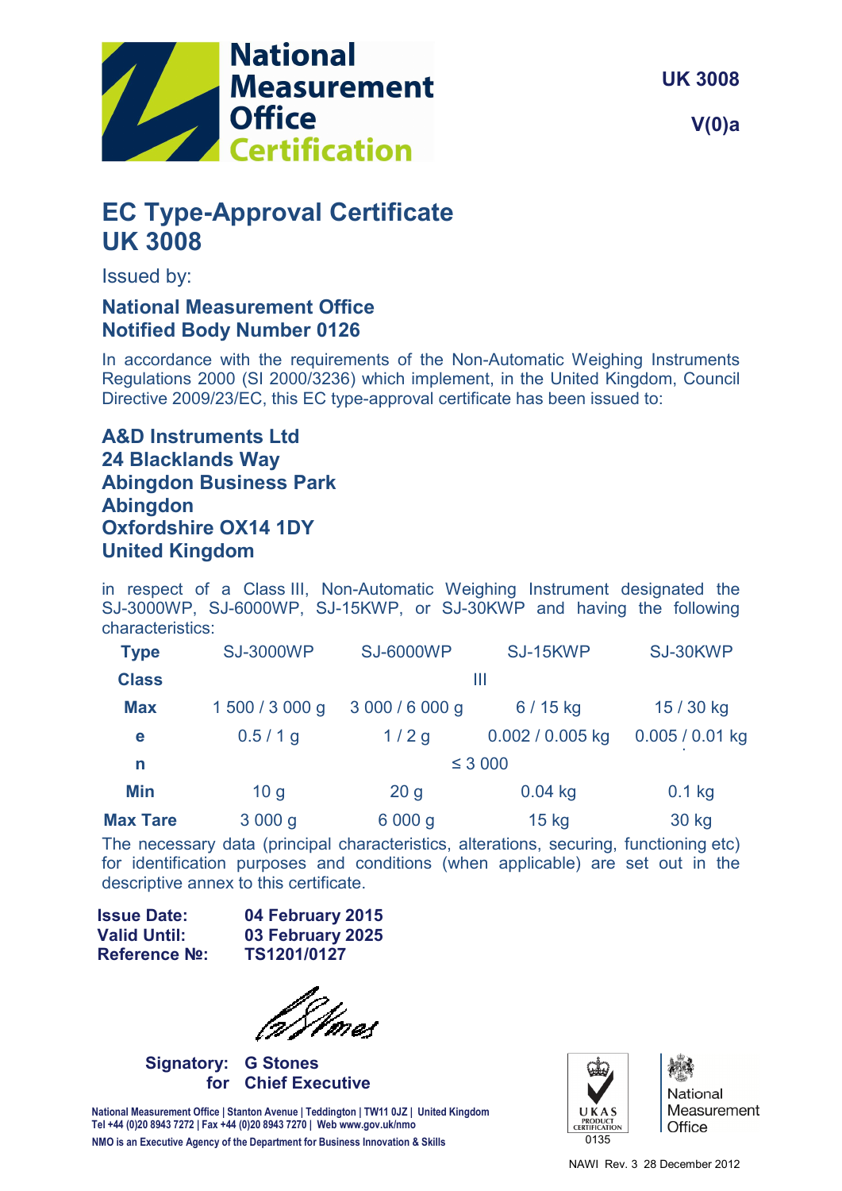National Measurement Office Certification

UK 3008

V(0)a

# EC Type-Approval Certificate
# UK 3008

Issued by:

**National Measurement Office**
**Notified Body Number 0126**

In accordance with the requirements of the Non-Automatic Weighing Instruments Regulations 2000 (SI 2000/3236) which implement, in the United Kingdom, Council Directive 2009/23/EC, this EC type-approval certificate has been issued to:

**A&D Instruments Ltd**
**24 Blacklands Way**
**Abingdon Business Park**
**Abingdon**
**Oxfordshire OX14 1DY**
**United Kingdom**

in respect of a Class III, Non-Automatic Weighing Instrument designated the SJ-3000WP, SJ-6000WP, SJ-15KWP, or SJ-30KWP and having the following characteristics:

| **Type** | SJ-3000WP | SJ-6000WP | SJ-15KWP | SJ-30KWP |
|---|---|---|---|---|
| **Class** | | III | | |
| **Max** | 1 500 / 3 000 g | 3 000 / 6 000 g | 6 / 15 kg | 15 / 30 kg |
| **e** | 0.5 / 1 g | 1 / 2 g | 0.002 / 0.005 kg | 0.005 / 0.01 kg |
| **n** | | ≤ 3 000 | | |
| **Min** | 10 g | 20 g | 0.04 kg | 0.1 kg |
| **Max Tare** | 3 000 g | 6 000 g | 15 kg | 30 kg |

The necessary data (principal characteristics, alterations, securing, functioning etc) for identification purposes and conditions (when applicable) are set out in the descriptive annex to this certificate.

**Issue Date:** **04 February 2015**
**Valid Until:** **03 February 2025**
**Reference №:** **TS1201/0127**

**Signatory: G Stones**
**for Chief Executive**

National Measurement Office | Stanton Avenue | Teddington | TW11 0JZ | United Kingdom
Tel +44 (0)20 8943 7272 | Fax +44 (0)20 8943 7270 | Web www.gov.uk/nmo
NMO is an Executive Agency of the Department for Business Innovation & Skills

UKAS PRODUCT CERTIFICATION 0135

National Measurement Office

NAWI Rev. 3 28 December 2012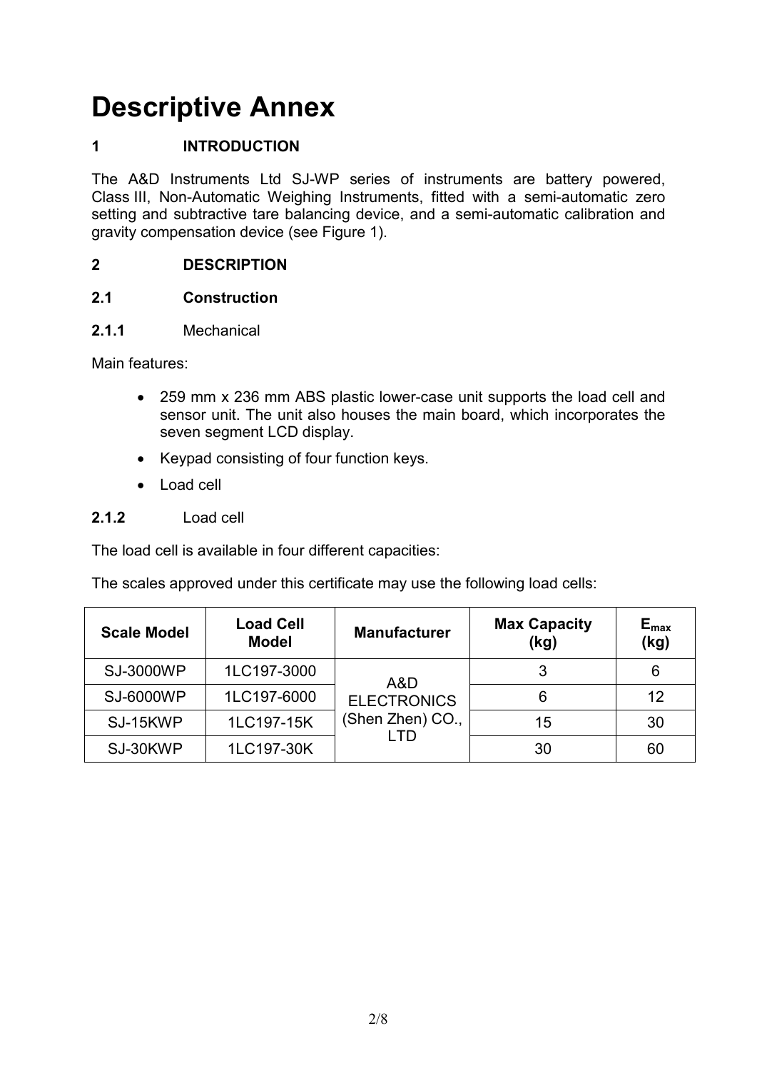# Descriptive Annex

## 1 INTRODUCTION

The A&D Instruments Ltd SJ-WP series of instruments are battery powered, Class III, Non-Automatic Weighing Instruments, fitted with a semi-automatic zero setting and subtractive tare balancing device, and a semi-automatic calibration and gravity compensation device (see Figure 1).

## 2 DESCRIPTION

### 2.1 Construction

**2.1.1** Mechanical

Main features:

- 259 mm x 236 mm ABS plastic lower-case unit supports the load cell and sensor unit. The unit also houses the main board, which incorporates the seven segment LCD display.
- Keypad consisting of four function keys.
- Load cell

**2.1.2** Load cell

The load cell is available in four different capacities:

The scales approved under this certificate may use the following load cells:

| Scale Model | Load Cell Model | Manufacturer | Max Capacity (kg) | $E_{max}$ (kg) |
|---|---|---|---|---|
| SJ-3000WP | 1LC197-3000 | A&D ELECTRONICS (Shen Zhen) CO., LTD | 3 | 6 |
| SJ-6000WP | 1LC197-6000 | | 6 | 12 |
| SJ-15KWP | 1LC197-15K | | 15 | 30 |
| SJ-30KWP | 1LC197-30K | | 30 | 60 |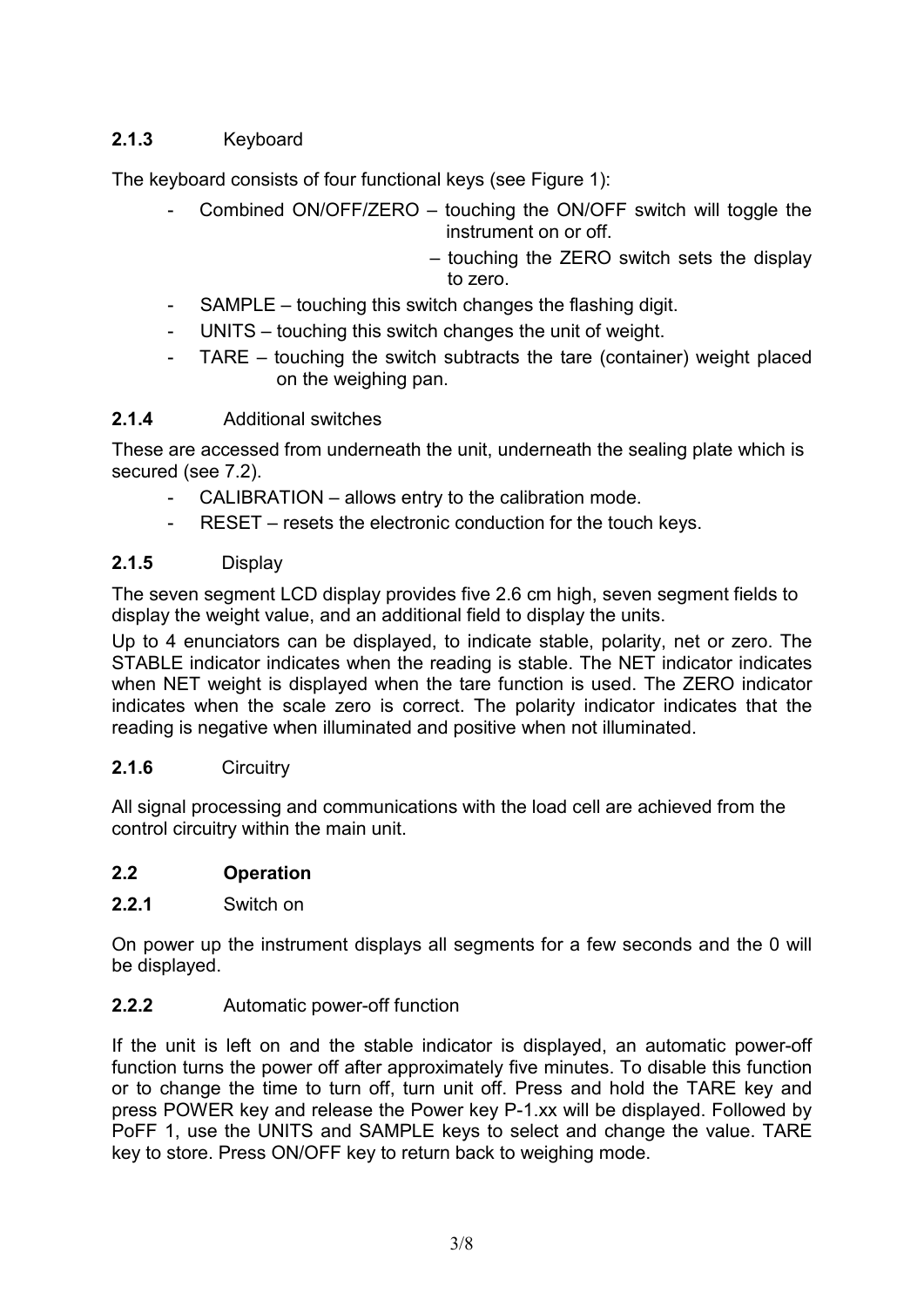### 2.1.3 Keyboard

The keyboard consists of four functional keys (see Figure 1):

- Combined ON/OFF/ZERO – touching the ON/OFF switch will toggle the instrument on or off.
  – touching the ZERO switch sets the display to zero.
- SAMPLE – touching this switch changes the flashing digit.
- UNITS – touching this switch changes the unit of weight.
- TARE – touching the switch subtracts the tare (container) weight placed on the weighing pan.

### 2.1.4 Additional switches

These are accessed from underneath the unit, underneath the sealing plate which is secured (see 7.2).

- CALIBRATION – allows entry to the calibration mode.
- RESET – resets the electronic conduction for the touch keys.

### 2.1.5 Display

The seven segment LCD display provides five 2.6 cm high, seven segment fields to display the weight value, and an additional field to display the units.

Up to 4 enunciators can be displayed, to indicate stable, polarity, net or zero. The STABLE indicator indicates when the reading is stable. The NET indicator indicates when NET weight is displayed when the tare function is used. The ZERO indicator indicates when the scale zero is correct. The polarity indicator indicates that the reading is negative when illuminated and positive when not illuminated.

### 2.1.6 Circuitry

All signal processing and communications with the load cell are achieved from the control circuitry within the main unit.

## 2.2 Operation

### 2.2.1 Switch on

On power up the instrument displays all segments for a few seconds and the 0 will be displayed.

### 2.2.2 Automatic power-off function

If the unit is left on and the stable indicator is displayed, an automatic power-off function turns the power off after approximately five minutes. To disable this function or to change the time to turn off, turn unit off. Press and hold the TARE key and press POWER key and release the Power key P-1.xx will be displayed. Followed by PoFF 1, use the UNITS and SAMPLE keys to select and change the value. TARE key to store. Press ON/OFF key to return back to weighing mode.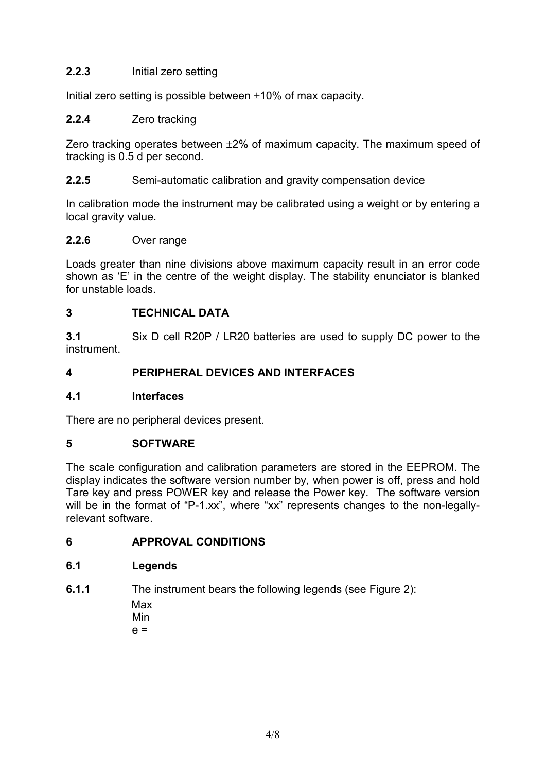**2.2.3** Initial zero setting

Initial zero setting is possible between ±10% of max capacity.

**2.2.4** Zero tracking

Zero tracking operates between ±2% of maximum capacity. The maximum speed of tracking is 0.5 d per second.

**2.2.5** Semi-automatic calibration and gravity compensation device

In calibration mode the instrument may be calibrated using a weight or by entering a local gravity value.

**2.2.6** Over range

Loads greater than nine divisions above maximum capacity result in an error code shown as 'E' in the centre of the weight display. The stability enunciator is blanked for unstable loads.

## 3 TECHNICAL DATA

**3.1** Six D cell R20P / LR20 batteries are used to supply DC power to the instrument.

## 4 PERIPHERAL DEVICES AND INTERFACES

### 4.1 Interfaces

There are no peripheral devices present.

## 5 SOFTWARE

The scale configuration and calibration parameters are stored in the EEPROM. The display indicates the software version number by, when power is off, press and hold Tare key and press POWER key and release the Power key. The software version will be in the format of "P-1.xx", where "xx" represents changes to the non-legally-relevant software.

## 6 APPROVAL CONDITIONS

### 6.1 Legends

**6.1.1** The instrument bears the following legends (see Figure 2):

Max
Min
e =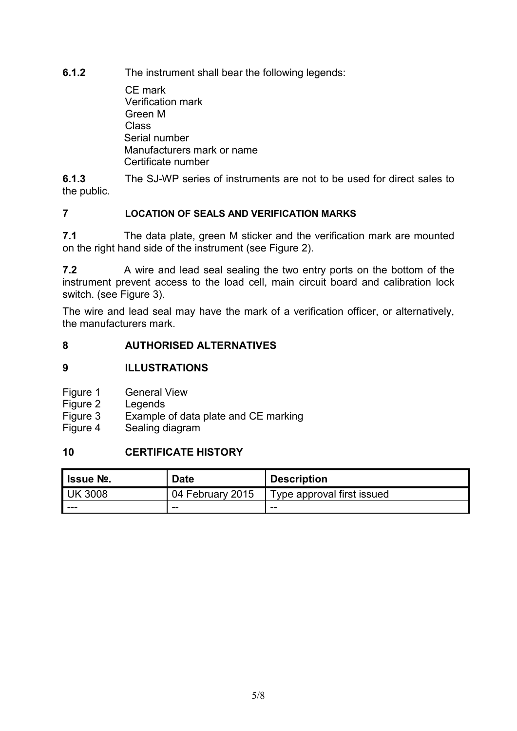**6.1.2** The instrument shall bear the following legends:

CE mark
Verification mark
Green M
Class
Serial number
Manufacturers mark or name
Certificate number

**6.1.3** The SJ-WP series of instruments are not to be used for direct sales to the public.

## 7 LOCATION OF SEALS AND VERIFICATION MARKS

**7.1** The data plate, green M sticker and the verification mark are mounted on the right hand side of the instrument (see Figure 2).

**7.2** A wire and lead seal sealing the two entry ports on the bottom of the instrument prevent access to the load cell, main circuit board and calibration lock switch. (see Figure 3).

The wire and lead seal may have the mark of a verification officer, or alternatively, the manufacturers mark.

## 8 AUTHORISED ALTERNATIVES

## 9 ILLUSTRATIONS

Figure 1 General View
Figure 2 Legends
Figure 3 Example of data plate and CE marking
Figure 4 Sealing diagram

## 10 CERTIFICATE HISTORY

| Issue №. | Date | Description |
| --- | --- | --- |
| UK 3008 | 04 February 2015 | Type approval first issued |
| --- | -- | -- |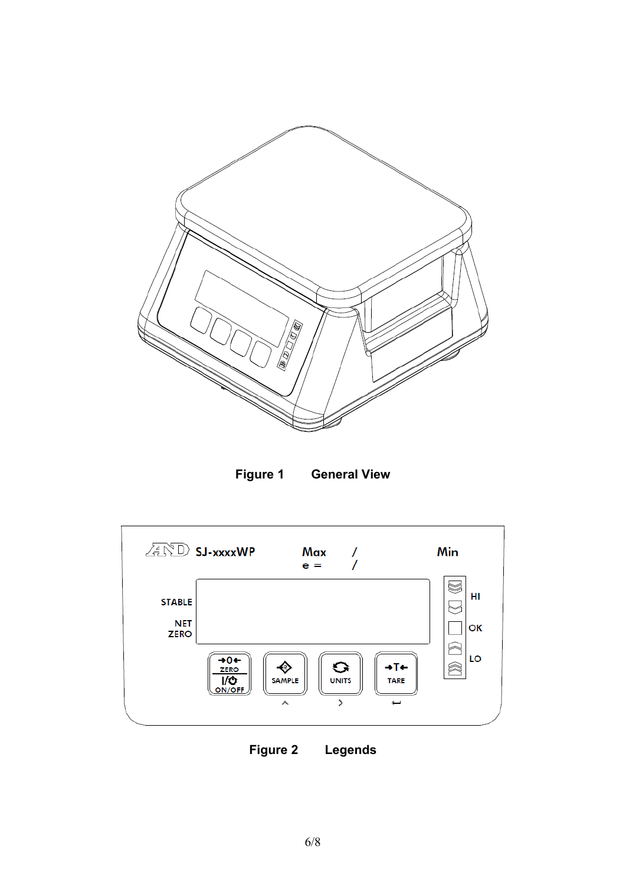**Figure 1 General View**

**Figure 2 Legends**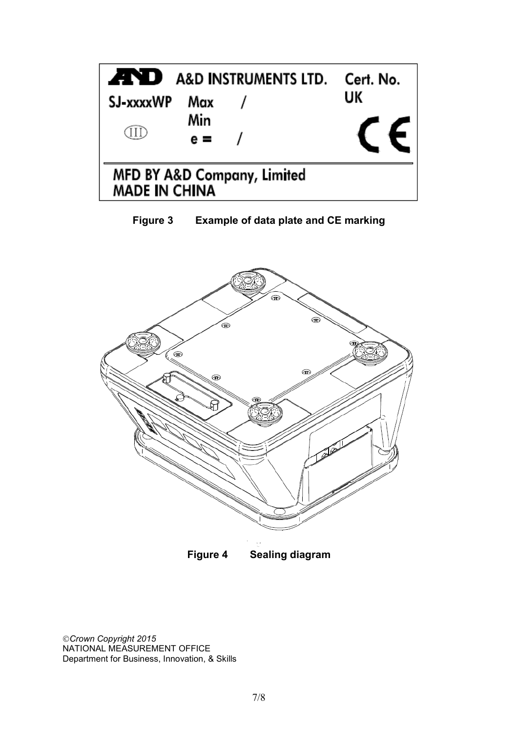A&D INSTRUMENTS LTD.
Cert. No.
UK
SJ-xxxxWP
Max /
Min
e = /
III
CE
MFD BY A&D Company, Limited
MADE IN CHINA

**Figure 3 Example of data plate and CE marking**

**Figure 4 Sealing diagram**

©*Crown Copyright 2015*
NATIONAL MEASUREMENT OFFICE
Department for Business, Innovation, & Skills